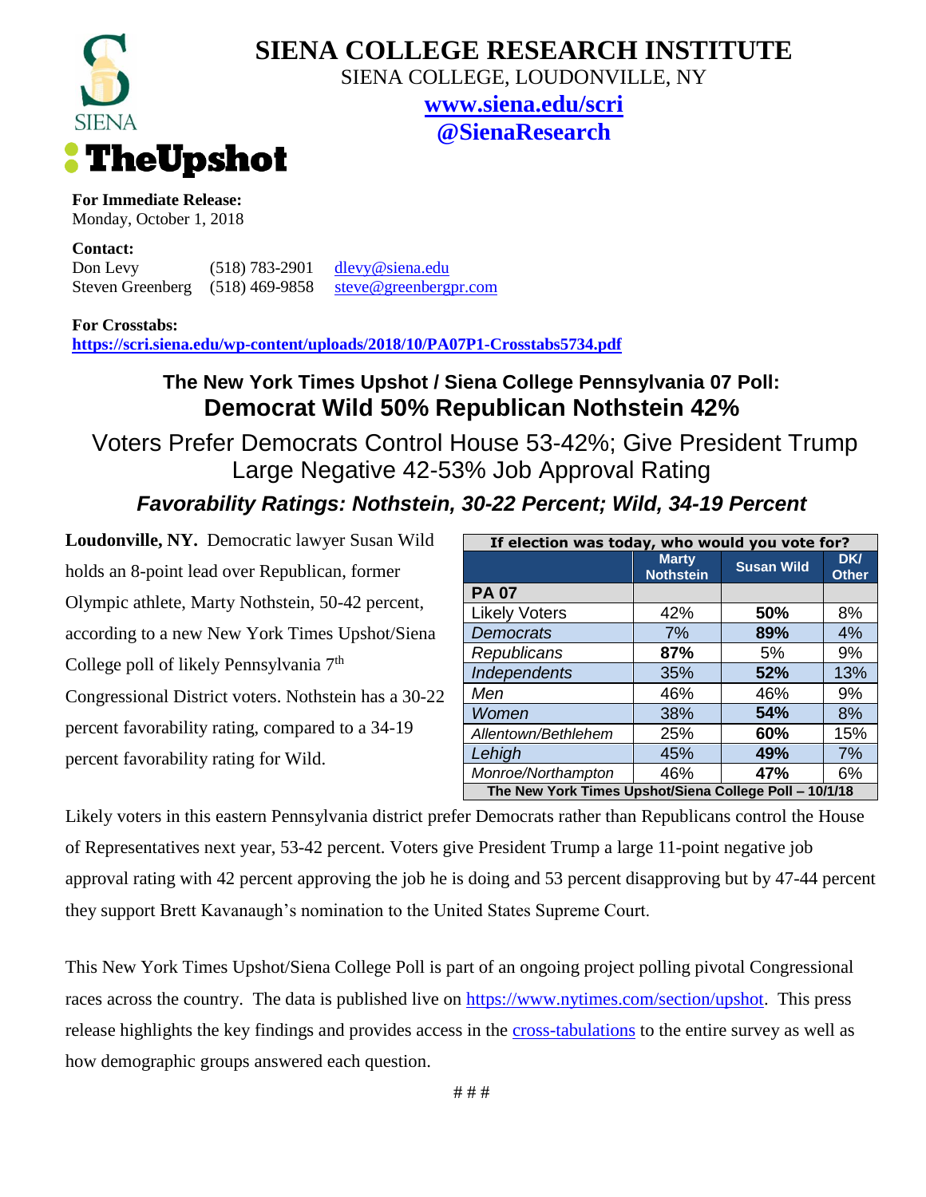# SIENA COLLEGE RESEARCH INSTITUTE

SIENA COLLEGE, LOUDONVILLE, NY

**www.siena.edu/scri**

**@SienaResearch**

TheUpshot

**For Immediate Release:**
Monday, October 1, 2018

**Contact:**
Don Levy (518) 783-2901 dlevy@siena.edu
Steven Greenberg (518) 469-9858 steve@greenbergpr.com

**For Crosstabs:**
**https://scri.siena.edu/wp-content/uploads/2018/10/PA07P1-Crosstabs5734.pdf**

## The New York Times Upshot / Siena College Pennsylvania 07 Poll: Democrat Wild 50% Republican Nothstein 42%

### Voters Prefer Democrats Control House 53-42%; Give President Trump Large Negative 42-53% Job Approval Rating

### *Favorability Ratings: Nothstein, 30-22 Percent; Wild, 34-19 Percent*

**Loudonville, NY.** Democratic lawyer Susan Wild holds an 8-point lead over Republican, former Olympic athlete, Marty Nothstein, 50-42 percent, according to a new New York Times Upshot/Siena College poll of likely Pennsylvania 7th Congressional District voters. Nothstein has a 30-22 percent favorability rating, compared to a 34-19 percent favorability rating for Wild.

| If election was today, who would you vote for? | Marty Nothstein | Susan Wild | DK/ Other |
|---|---|---|---|
| **PA 07** | | | |
| Likely Voters | 42% | **50%** | 8% |
| *Democrats* | 7% | **89%** | 4% |
| *Republicans* | **87%** | 5% | 9% |
| *Independents* | 35% | **52%** | 13% |
| *Men* | 46% | 46% | 9% |
| *Women* | 38% | **54%** | 8% |
| *Allentown/Bethlehem* | 25% | **60%** | 15% |
| *Lehigh* | 45% | **49%** | 7% |
| *Monroe/Northampton* | 46% | **47%** | 6% |
| The New York Times Upshot/Siena College Poll – 10/1/18 | | | |

Likely voters in this eastern Pennsylvania district prefer Democrats rather than Republicans control the House of Representatives next year, 53-42 percent. Voters give President Trump a large 11-point negative job approval rating with 42 percent approving the job he is doing and 53 percent disapproving but by 47-44 percent they support Brett Kavanaugh's nomination to the United States Supreme Court.

This New York Times Upshot/Siena College Poll is part of an ongoing project polling pivotal Congressional races across the country. The data is published live on https://www.nytimes.com/section/upshot. This press release highlights the key findings and provides access in the cross-tabulations to the entire survey as well as how demographic groups answered each question.

# # #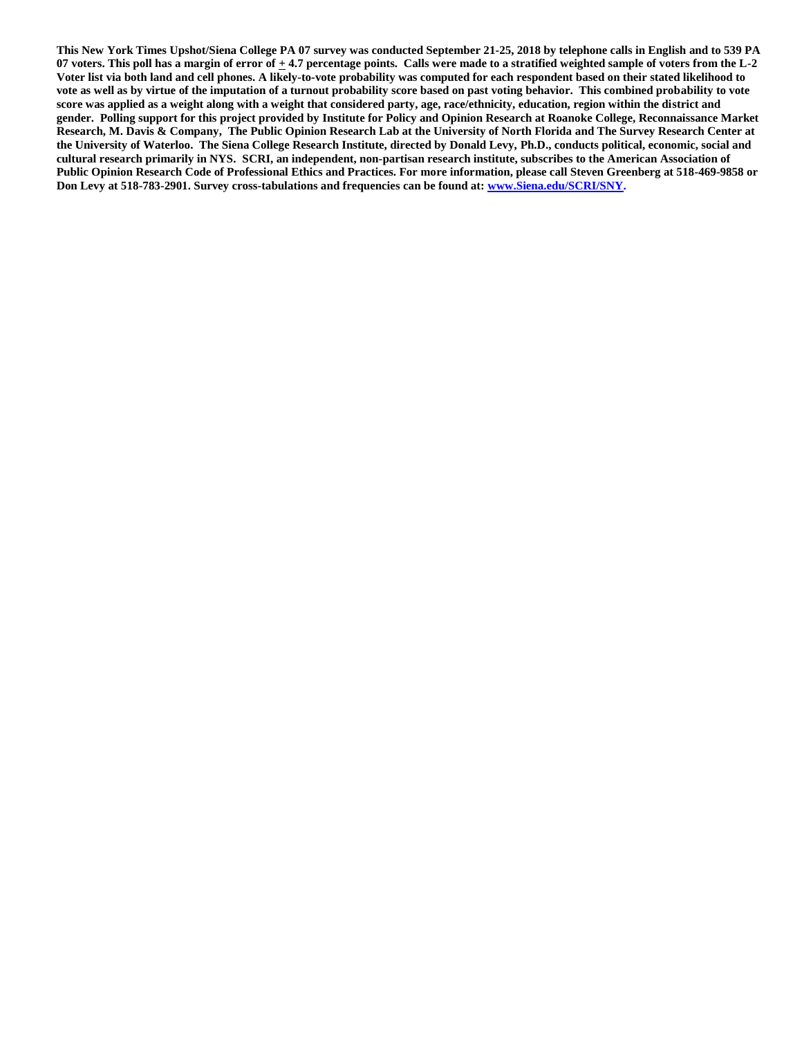**This New York Times Upshot/Siena College PA 07 survey was conducted September 21-25, 2018 by telephone calls in English and to 539 PA 07 voters. This poll has a margin of error of ± 4.7 percentage points. Calls were made to a stratified weighted sample of voters from the L-2 Voter list via both land and cell phones. A likely-to-vote probability was computed for each respondent based on their stated likelihood to vote as well as by virtue of the imputation of a turnout probability score based on past voting behavior. This combined probability to vote score was applied as a weight along with a weight that considered party, age, race/ethnicity, education, region within the district and gender. Polling support for this project provided by Institute for Policy and Opinion Research at Roanoke College, Reconnaissance Market Research, M. Davis & Company, The Public Opinion Research Lab at the University of North Florida and The Survey Research Center at the University of Waterloo. The Siena College Research Institute, directed by Donald Levy, Ph.D., conducts political, economic, social and cultural research primarily in NYS. SCRI, an independent, non-partisan research institute, subscribes to the American Association of Public Opinion Research Code of Professional Ethics and Practices. For more information, please call Steven Greenberg at 518-469-9858 or Don Levy at 518-783-2901. Survey cross-tabulations and frequencies can be found at: www.Siena.edu/SCRI/SNY.**